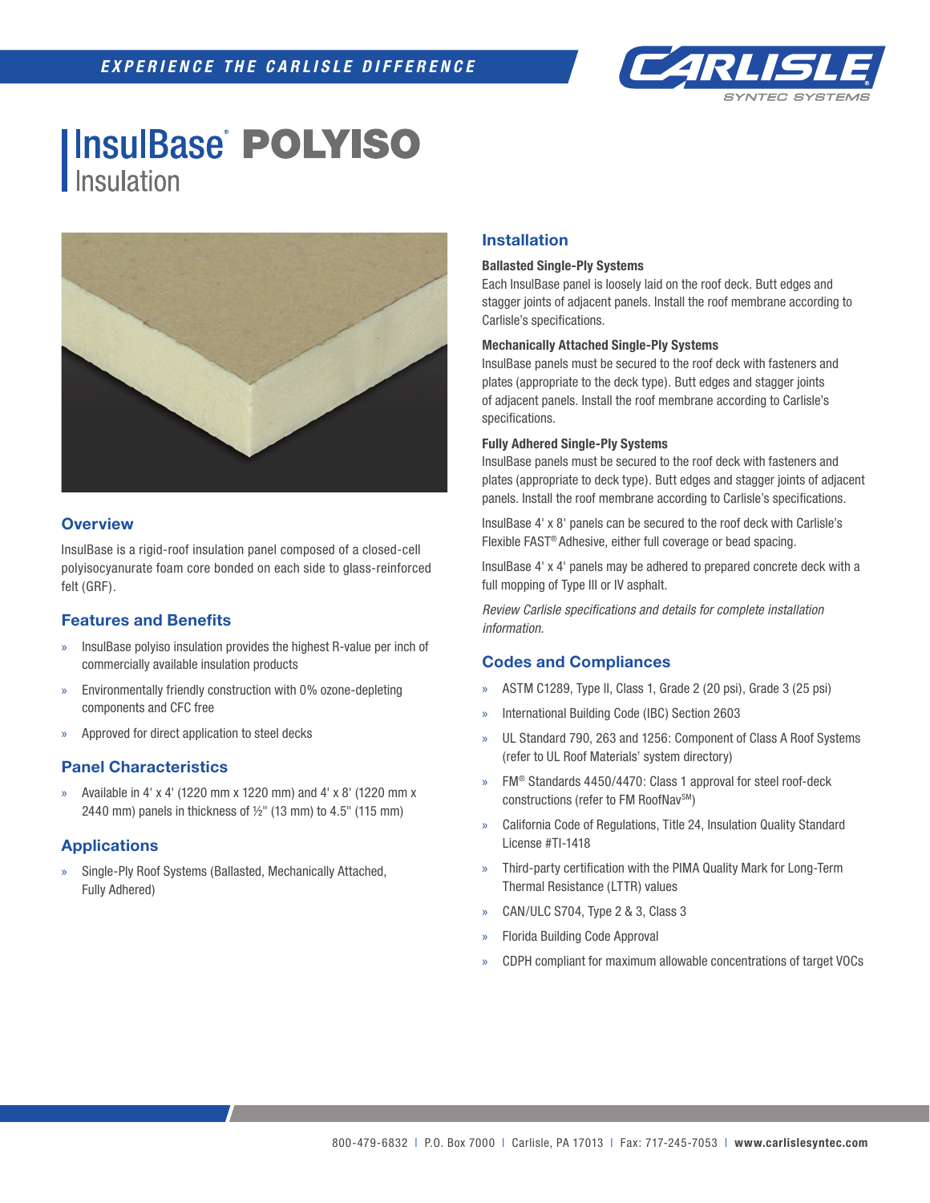# InsulBase® POLYISO Insulation

## Overview

InsulBase is a rigid-roof insulation panel composed of a closed-cell polyisocyanurate foam core bonded on each side to glass-reinforced felt (GRF).

## Features and Benefits

- InsulBase polyiso insulation provides the highest R-value per inch of commercially available insulation products
- Environmentally friendly construction with 0% ozone-depleting components and CFC free
- Approved for direct application to steel decks

## Panel Characteristics

- Available in 4' x 4' (1220 mm x 1220 mm) and 4' x 8' (1220 mm x 2440 mm) panels in thickness of ½" (13 mm) to 4.5" (115 mm)

## Applications

- Single-Ply Roof Systems (Ballasted, Mechanically Attached, Fully Adhered)

## Installation

**Ballasted Single-Ply Systems**

Each InsulBase panel is loosely laid on the roof deck. Butt edges and stagger joints of adjacent panels. Install the roof membrane according to Carlisle's specifications.

**Mechanically Attached Single-Ply Systems**

InsulBase panels must be secured to the roof deck with fasteners and plates (appropriate to the deck type). Butt edges and stagger joints of adjacent panels. Install the roof membrane according to Carlisle's specifications.

**Fully Adhered Single-Ply Systems**

InsulBase panels must be secured to the roof deck with fasteners and plates (appropriate to deck type). Butt edges and stagger joints of adjacent panels. Install the roof membrane according to Carlisle's specifications.

InsulBase 4' x 8' panels can be secured to the roof deck with Carlisle's Flexible FAST® Adhesive, either full coverage or bead spacing.

InsulBase 4' x 4' panels may be adhered to prepared concrete deck with a full mopping of Type III or IV asphalt.

*Review Carlisle specifications and details for complete installation information.*

## Codes and Compliances

- ASTM C1289, Type II, Class 1, Grade 2 (20 psi), Grade 3 (25 psi)
- International Building Code (IBC) Section 2603
- UL Standard 790, 263 and 1256: Component of Class A Roof Systems (refer to UL Roof Materials' system directory)
- FM® Standards 4450/4470: Class 1 approval for steel roof-deck constructions (refer to FM RoofNav℠)
- California Code of Regulations, Title 24, Insulation Quality Standard License #TI-1418
- Third-party certification with the PIMA Quality Mark for Long-Term Thermal Resistance (LTTR) values
- CAN/ULC S704, Type 2 & 3, Class 3
- Florida Building Code Approval
- CDPH compliant for maximum allowable concentrations of target VOCs

800-479-6832 | P.O. Box 7000 | Carlisle, PA 17013 | Fax: 717-245-7053 | **www.carlislesyntec.com**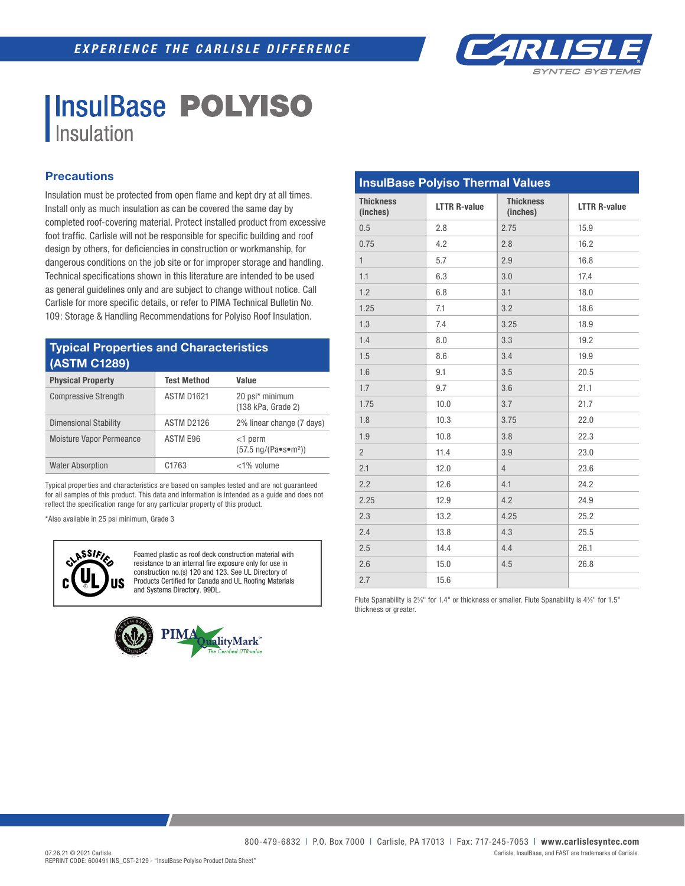# InsulBase POLYISO Insulation

## Precautions

Insulation must be protected from open flame and kept dry at all times. Install only as much insulation as can be covered the same day by completed roof-covering material. Protect installed product from excessive foot traffic. Carlisle will not be responsible for specific building and roof design by others, for deficiencies in construction or workmanship, for dangerous conditions on the job site or for improper storage and handling. Technical specifications shown in this literature are intended to be used as general guidelines only and are subject to change without notice. Call Carlisle for more specific details, or refer to PIMA Technical Bulletin No. 109: Storage & Handling Recommendations for Polyiso Roof Insulation.

## Typical Properties and Characteristics (ASTM C1289)

| Physical Property | Test Method | Value |
|---|---|---|
| Compressive Strength | ASTM D1621 | 20 psi* minimum (138 kPa, Grade 2) |
| Dimensional Stability | ASTM D2126 | 2% linear change (7 days) |
| Moisture Vapor Permeance | ASTM E96 | <1 perm (57.5 ng/(Pa•s•m²)) |
| Water Absorption | C1763 | <1% volume |

Typical properties and characteristics are based on samples tested and are not guaranteed for all samples of this product. This data and information is intended as a guide and does not reflect the specification range for any particular property of this product.

*Also available in 25 psi minimum, Grade 3

Foamed plastic as roof deck construction material with resistance to an internal fire exposure only for use in construction no.(s) 120 and 123. See UL Directory of Products Certified for Canada and UL Roofing Materials and Systems Directory. 99DL.

## InsulBase Polyiso Thermal Values

| Thickness (inches) | LTTR R-value | Thickness (inches) | LTTR R-value |
|---|---|---|---|
| 0.5 | 2.8 | 2.75 | 15.9 |
| 0.75 | 4.2 | 2.8 | 16.2 |
| 1 | 5.7 | 2.9 | 16.8 |
| 1.1 | 6.3 | 3.0 | 17.4 |
| 1.2 | 6.8 | 3.1 | 18.0 |
| 1.25 | 7.1 | 3.2 | 18.6 |
| 1.3 | 7.4 | 3.25 | 18.9 |
| 1.4 | 8.0 | 3.3 | 19.2 |
| 1.5 | 8.6 | 3.4 | 19.9 |
| 1.6 | 9.1 | 3.5 | 20.5 |
| 1.7 | 9.7 | 3.6 | 21.1 |
| 1.75 | 10.0 | 3.7 | 21.7 |
| 1.8 | 10.3 | 3.75 | 22.0 |
| 1.9 | 10.8 | 3.8 | 22.3 |
| 2 | 11.4 | 3.9 | 23.0 |
| 2.1 | 12.0 | 4 | 23.6 |
| 2.2 | 12.6 | 4.1 | 24.2 |
| 2.25 | 12.9 | 4.2 | 24.9 |
| 2.3 | 13.2 | 4.25 | 25.2 |
| 2.4 | 13.8 | 4.3 | 25.5 |
| 2.5 | 14.4 | 4.4 | 26.1 |
| 2.6 | 15.0 | 4.5 | 26.8 |
| 2.7 | 15.6 | | |

Flute Spanability is 2⅝" for 1.4" or thickness or smaller. Flute Spanability is 4⅜" for 1.5" thickness or greater.

800-479-6832 | P.O. Box 7000 | Carlisle, PA 17013 | Fax: 717-245-7053 | www.carlislesyntec.com

07.26.21 © 2021 Carlisle.
REPRINT CODE: 600491 INS_CST-2129 - "InsulBase Polyiso Product Data Sheet"

Carlisle, InsulBase, and FAST are trademarks of Carlisle.